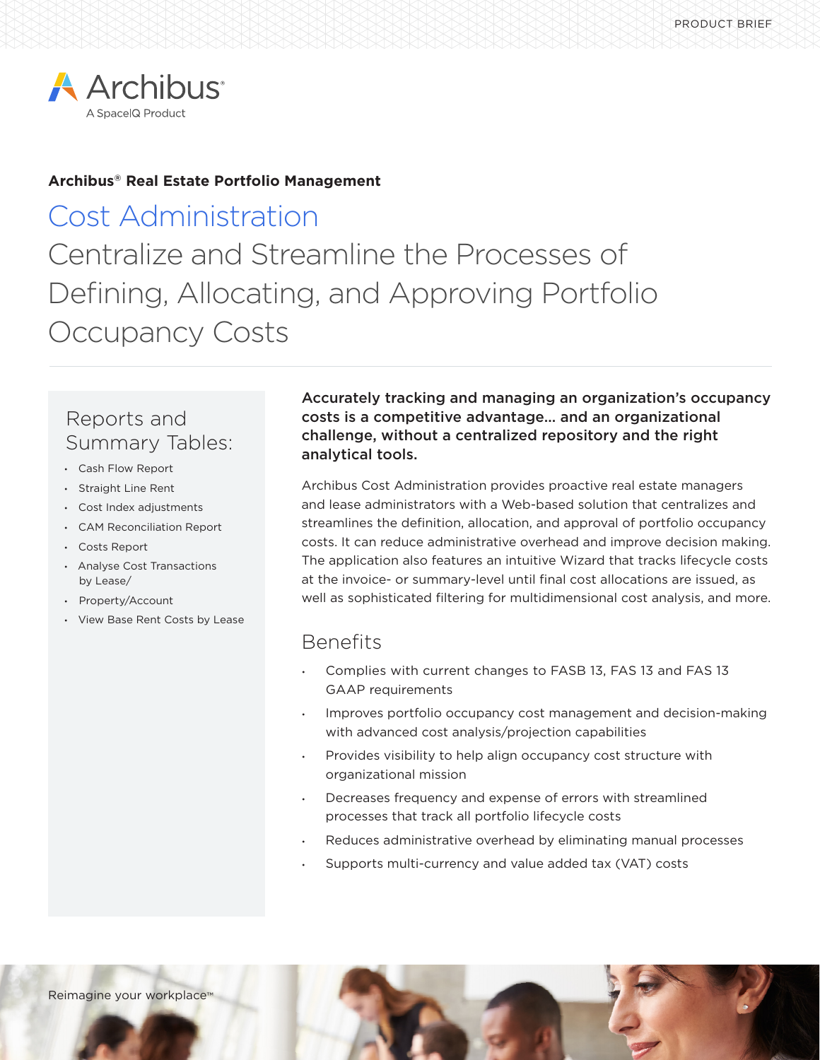PRODUCT BRIEF

Archibus®
A SpaceIQ Product

**Archibus® Real Estate Portfolio Management**

# Cost Administration

## Centralize and Streamline the Processes of Defining, Allocating, and Approving Portfolio Occupancy Costs

### Reports and Summary Tables:

- Cash Flow Report
- Straight Line Rent
- Cost Index adjustments
- CAM Reconciliation Report
- Costs Report
- Analyse Cost Transactions by Lease/
- Property/Account
- View Base Rent Costs by Lease

**Accurately tracking and managing an organization's occupancy costs is a competitive advantage… and an organizational challenge, without a centralized repository and the right analytical tools.**

Archibus Cost Administration provides proactive real estate managers and lease administrators with a Web-based solution that centralizes and streamlines the definition, allocation, and approval of portfolio occupancy costs. It can reduce administrative overhead and improve decision making. The application also features an intuitive Wizard that tracks lifecycle costs at the invoice- or summary-level until final cost allocations are issued, as well as sophisticated filtering for multidimensional cost analysis, and more.

### Benefits

- Complies with current changes to FASB 13, FAS 13 and FAS 13 GAAP requirements
- Improves portfolio occupancy cost management and decision-making with advanced cost analysis/projection capabilities
- Provides visibility to help align occupancy cost structure with organizational mission
- Decreases frequency and expense of errors with streamlined processes that track all portfolio lifecycle costs
- Reduces administrative overhead by eliminating manual processes
- Supports multi-currency and value added tax (VAT) costs

Reimagine your workplace™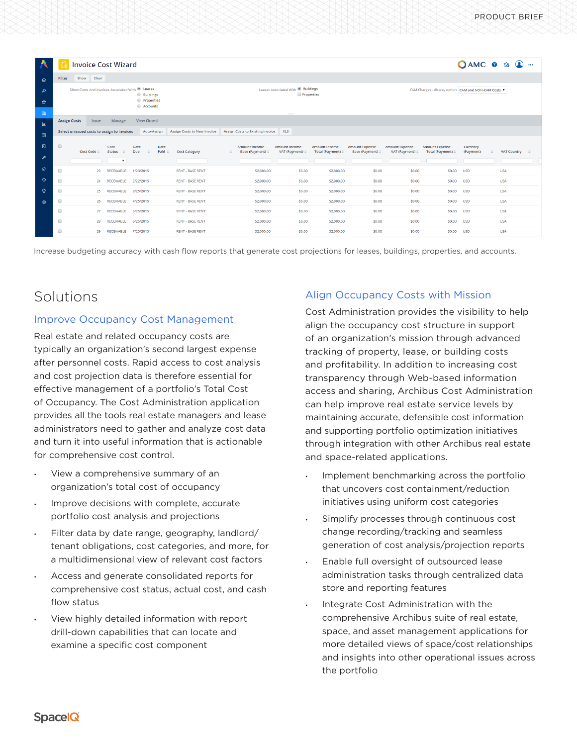Increase budgeting accuracy with cash flow reports that generate cost projections for leases, buildings, properties, and accounts.

## Solutions

### Improve Occupancy Cost Management

Real estate and related occupancy costs are typically an organization's second largest expense after personnel costs. Rapid access to cost analysis and cost projection data is therefore essential for effective management of a portfolio's Total Cost of Occupancy. The Cost Administration application provides all the tools real estate managers and lease administrators need to gather and analyze cost data and turn it into useful information that is actionable for comprehensive cost control.

- View a comprehensive summary of an organization's total cost of occupancy
- Improve decisions with complete, accurate portfolio cost analysis and projections
- Filter data by date range, geography, landlord/tenant obligations, cost categories, and more, for a multidimensional view of relevant cost factors
- Access and generate consolidated reports for comprehensive cost status, actual cost, and cash flow status
- View highly detailed information with report drill-down capabilities that can locate and examine a specific cost component

### Align Occupancy Costs with Mission

Cost Administration provides the visibility to help align the occupancy cost structure in support of an organization's mission through advanced tracking of property, lease, or building costs and profitability. In addition to increasing cost transparency through Web-based information access and sharing, Archibus Cost Administration can help improve real estate service levels by maintaining accurate, defensible cost information and supporting portfolio optimization initiatives through integration with other Archibus real estate and space-related applications.

- Implement benchmarking across the portfolio that uncovers cost containment/reduction initiatives using uniform cost categories
- Simplify processes through continuous cost change recording/tracking and seamless generation of cost analysis/projection reports
- Enable full oversight of outsourced lease administration tasks through centralized data store and reporting features
- Integrate Cost Administration with the comprehensive Archibus suite of real estate, space, and asset management applications for more detailed views of space/cost relationships and insights into other operational issues across the portfolio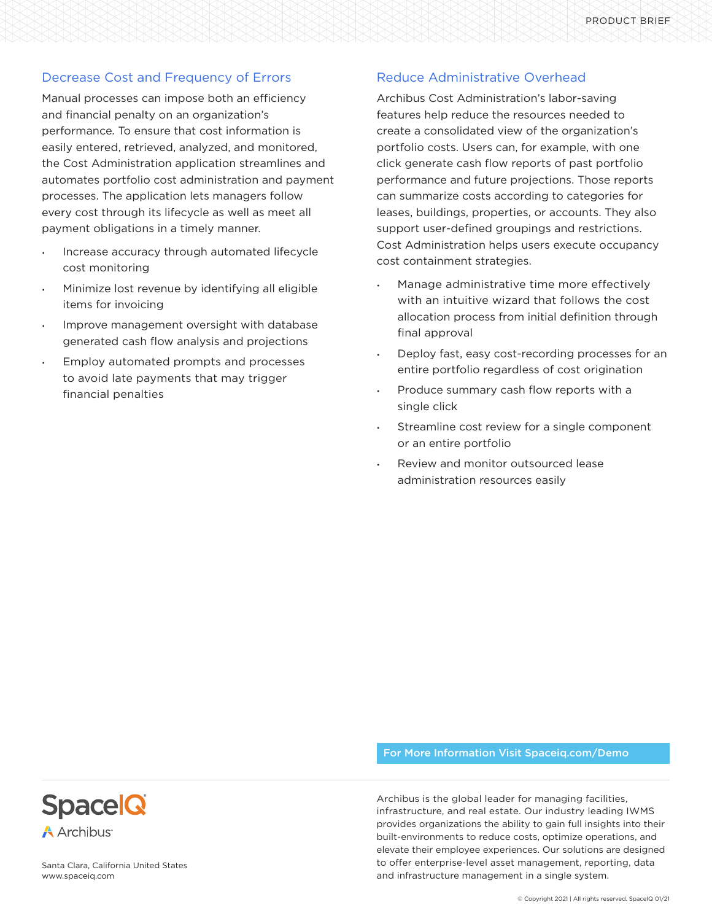## Decrease Cost and Frequency of Errors

Manual processes can impose both an efficiency and financial penalty on an organization's performance. To ensure that cost information is easily entered, retrieved, analyzed, and monitored, the Cost Administration application streamlines and automates portfolio cost administration and payment processes. The application lets managers follow every cost through its lifecycle as well as meet all payment obligations in a timely manner.

- Increase accuracy through automated lifecycle cost monitoring
- Minimize lost revenue by identifying all eligible items for invoicing
- Improve management oversight with database generated cash flow analysis and projections
- Employ automated prompts and processes to avoid late payments that may trigger financial penalties

## Reduce Administrative Overhead

Archibus Cost Administration's labor-saving features help reduce the resources needed to create a consolidated view of the organization's portfolio costs. Users can, for example, with one click generate cash flow reports of past portfolio performance and future projections. Those reports can summarize costs according to categories for leases, buildings, properties, or accounts. They also support user-defined groupings and restrictions. Cost Administration helps users execute occupancy cost containment strategies.

- Manage administrative time more effectively with an intuitive wizard that follows the cost allocation process from initial definition through final approval
- Deploy fast, easy cost-recording processes for an entire portfolio regardless of cost origination
- Produce summary cash flow reports with a single click
- Streamline cost review for a single component or an entire portfolio
- Review and monitor outsourced lease administration resources easily

**For More Information Visit Spaceiq.com/Demo**

SpaceIQ
Archibus

Santa Clara, California United States
www.spaceiq.com

Archibus is the global leader for managing facilities, infrastructure, and real estate. Our industry leading IWMS provides organizations the ability to gain full insights into their built-environments to reduce costs, optimize operations, and elevate their employee experiences. Our solutions are designed to offer enterprise-level asset management, reporting, data and infrastructure management in a single system.

© Copyright 2021 | All rights reserved. SpaceIQ 01/21